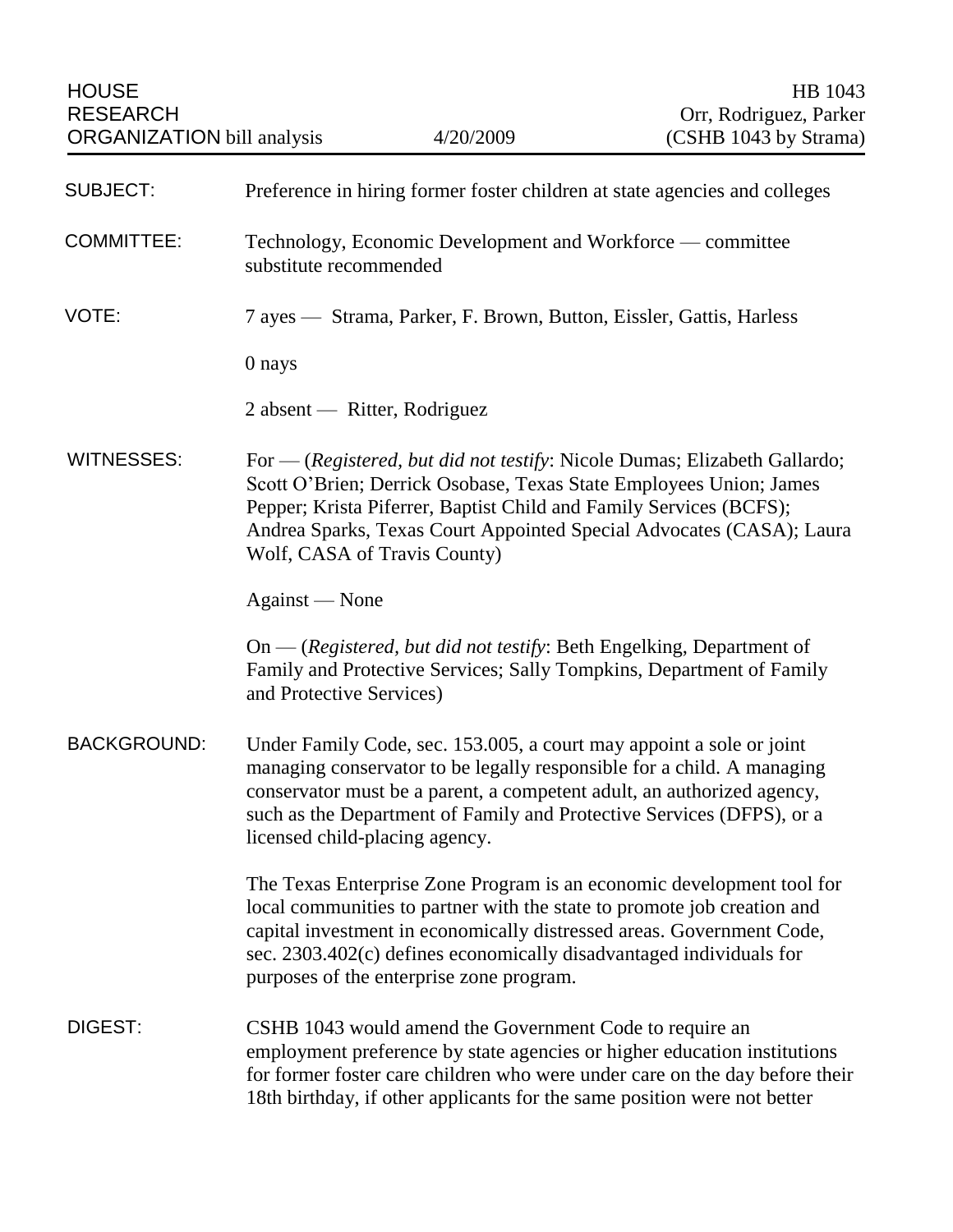HOUSE RESEARCH ORGANIZATION bill analysis | 4/20/2009 | HB 1043 Orr, Rodriguez, Parker (CSHB 1043 by Strama)

SUBJECT: Preference in hiring former foster children at state agencies and colleges

COMMITTEE: Technology, Economic Development and Workforce — committee substitute recommended

VOTE: 7 ayes — Strama, Parker, F. Brown, Button, Eissler, Gattis, Harless

0 nays

2 absent — Ritter, Rodriguez

WITNESSES: For — (*Registered, but did not testify*: Nicole Dumas; Elizabeth Gallardo; Scott O'Brien; Derrick Osobase, Texas State Employees Union; James Pepper; Krista Piferrer, Baptist Child and Family Services (BCFS); Andrea Sparks, Texas Court Appointed Special Advocates (CASA); Laura Wolf, CASA of Travis County)

Against — None

On — (*Registered, but did not testify*: Beth Engelking, Department of Family and Protective Services; Sally Tompkins, Department of Family and Protective Services)

BACKGROUND: Under Family Code, sec. 153.005, a court may appoint a sole or joint managing conservator to be legally responsible for a child. A managing conservator must be a parent, a competent adult, an authorized agency, such as the Department of Family and Protective Services (DFPS), or a licensed child-placing agency.

The Texas Enterprise Zone Program is an economic development tool for local communities to partner with the state to promote job creation and capital investment in economically distressed areas. Government Code, sec. 2303.402(c) defines economically disadvantaged individuals for purposes of the enterprise zone program.

DIGEST: CSHB 1043 would amend the Government Code to require an employment preference by state agencies or higher education institutions for former foster care children who were under care on the day before their 18th birthday, if other applicants for the same position were not better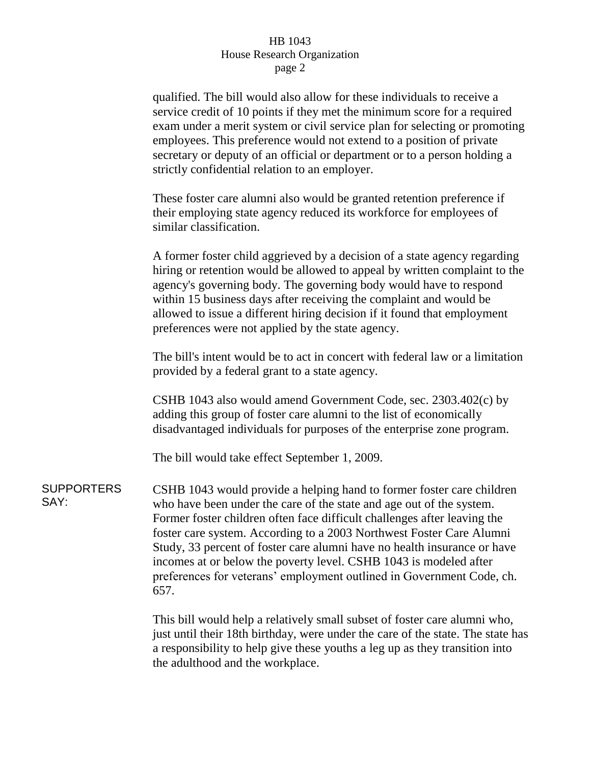qualified. The bill would also allow for these individuals to receive a service credit of 10 points if they met the minimum score for a required exam under a merit system or civil service plan for selecting or promoting employees. This preference would not extend to a position of private secretary or deputy of an official or department or to a person holding a strictly confidential relation to an employer.

These foster care alumni also would be granted retention preference if their employing state agency reduced its workforce for employees of similar classification.

A former foster child aggrieved by a decision of a state agency regarding hiring or retention would be allowed to appeal by written complaint to the agency's governing body. The governing body would have to respond within 15 business days after receiving the complaint and would be allowed to issue a different hiring decision if it found that employment preferences were not applied by the state agency.

The bill's intent would be to act in concert with federal law or a limitation provided by a federal grant to a state agency.

CSHB 1043 also would amend Government Code, sec. 2303.402(c) by adding this group of foster care alumni to the list of economically disadvantaged individuals for purposes of the enterprise zone program.

The bill would take effect September 1, 2009.

**SUPPORTERS SAY:**

CSHB 1043 would provide a helping hand to former foster care children who have been under the care of the state and age out of the system. Former foster children often face difficult challenges after leaving the foster care system. According to a 2003 Northwest Foster Care Alumni Study, 33 percent of foster care alumni have no health insurance or have incomes at or below the poverty level. CSHB 1043 is modeled after preferences for veterans' employment outlined in Government Code, ch. 657.

This bill would help a relatively small subset of foster care alumni who, just until their 18th birthday, were under the care of the state. The state has a responsibility to help give these youths a leg up as they transition into the adulthood and the workplace.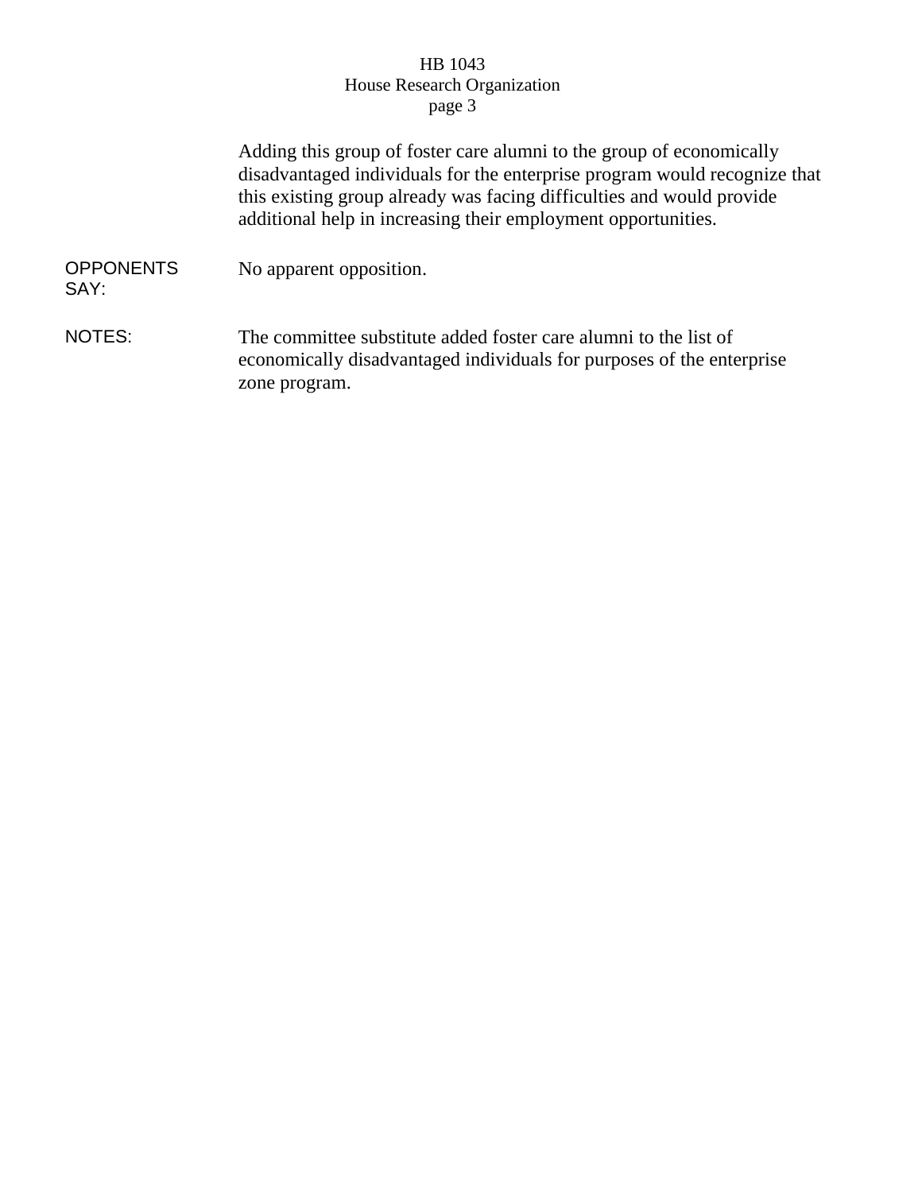Adding this group of foster care alumni to the group of economically disadvantaged individuals for the enterprise program would recognize that this existing group already was facing difficulties and would provide additional help in increasing their employment opportunities.

**OPPONENTS SAY:** No apparent opposition.

**NOTES:** The committee substitute added foster care alumni to the list of economically disadvantaged individuals for purposes of the enterprise zone program.